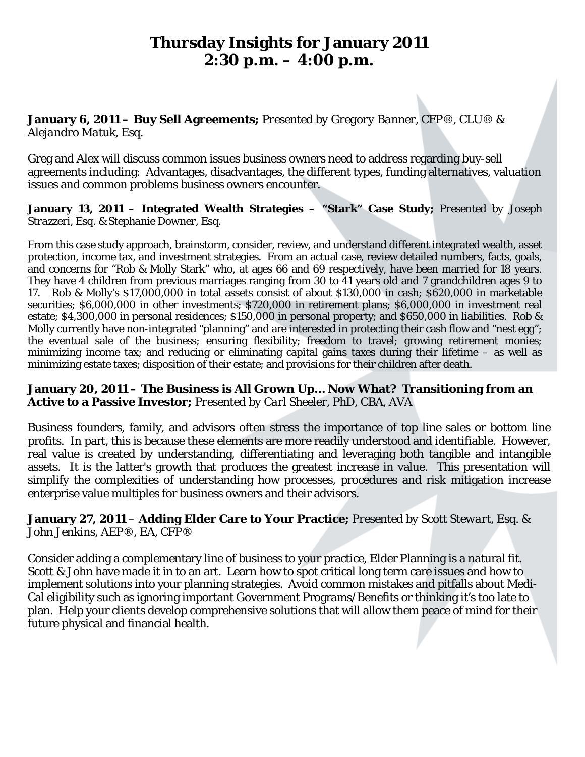# Thursday Insights for January 2011
# 2:30 p.m. – 4:00 p.m.

**January 6, 2011 – Buy Sell Agreements;** *Presented by Gregory Banner, CFP®, CLU® & Alejandro Matuk, Esq.*

Greg and Alex will discuss common issues business owners need to address regarding buy-sell agreements including: Advantages, disadvantages, the different types, funding alternatives, valuation issues and common problems business owners encounter.

**January 13, 2011 – Integrated Wealth Strategies – "Stark" Case Study;** *Presented by Joseph Strazzeri, Esq. & Stephanie Downer, Esq.*

From this case study approach, brainstorm, consider, review, and understand different integrated wealth, asset protection, income tax, and investment strategies. From an actual case, review detailed numbers, facts, goals, and concerns for "Rob & Molly Stark" who, at ages 66 and 69 respectively, have been married for 18 years. They have 4 children from previous marriages ranging from 30 to 41 years old and 7 grandchildren ages 9 to 17. Rob & Molly's $17,000,000 in total assets consist of about $130,000 in cash; $620,000 in marketable securities; $6,000,000 in other investments; $720,000 in retirement plans; $6,000,000 in investment real estate; $4,300,000 in personal residences; $150,000 in personal property; and $650,000 in liabilities. Rob & Molly currently have non-integrated "planning" and are interested in protecting their cash flow and "nest egg"; the eventual sale of the business; ensuring flexibility; freedom to travel; growing retirement monies; minimizing income tax; and reducing or eliminating capital gains taxes during their lifetime – as well as minimizing estate taxes; disposition of their estate; and provisions for their children after death.

**January 20, 2011 – The Business is All Grown Up… Now What? Transitioning from an Active to a Passive Investor;** *Presented by Carl Sheeler, PhD, CBA, AVA*

Business founders, family, and advisors often stress the importance of top line sales or bottom line profits. In part, this is because these elements are more readily understood and identifiable. However, real value is created by understanding, differentiating and leveraging both tangible and intangible assets. It is the latter's growth that produces the greatest increase in value. This presentation will simplify the complexities of understanding how processes, procedures and risk mitigation increase enterprise value multiples for business owners and their advisors.

**January 27, 2011 – Adding Elder Care to Your Practice;** *Presented by Scott Stewart, Esq. & John Jenkins, AEP®, EA, CFP®*

Consider adding a complementary line of business to your practice, Elder Planning is a natural fit. Scott & John have made it in to an art. Learn how to spot critical long term care issues and how to implement solutions into your planning strategies. Avoid common mistakes and pitfalls about Medi-Cal eligibility such as ignoring important Government Programs/Benefits or thinking it's too late to plan. Help your clients develop comprehensive solutions that will allow them peace of mind for their future physical and financial health.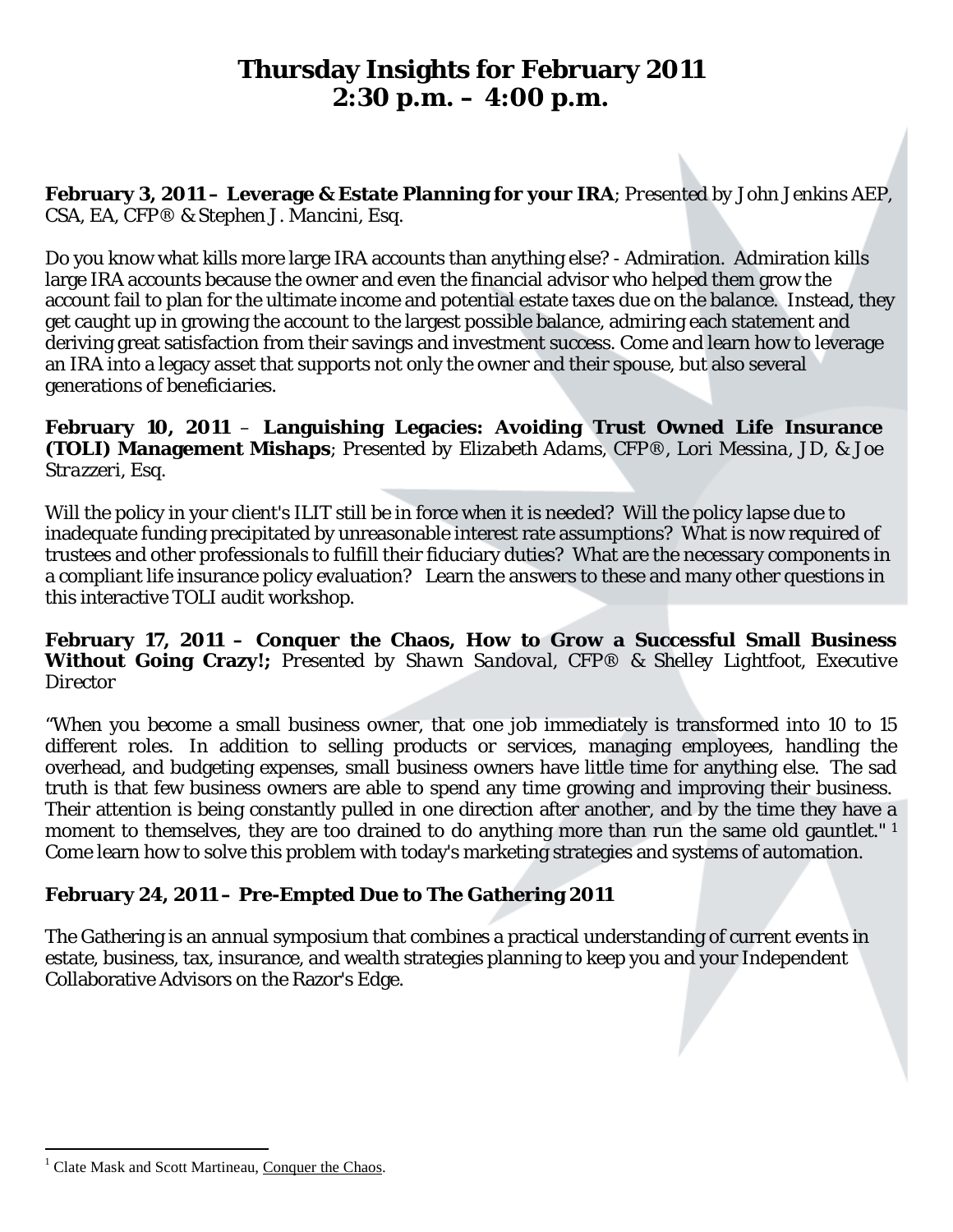# Thursday Insights for February 2011
# 2:30 p.m. – 4:00 p.m.

**February 3, 2011 – Leverage & Estate Planning for your IRA**; *Presented by John Jenkins AEP, CSA, EA, CFP® & Stephen J. Mancini, Esq.*

Do you know what kills more large IRA accounts than anything else? - Admiration. Admiration kills large IRA accounts because the owner and even the financial advisor who helped them grow the account fail to plan for the ultimate income and potential estate taxes due on the balance. Instead, they get caught up in growing the account to the largest possible balance, admiring each statement and deriving great satisfaction from their savings and investment success. Come and learn how to leverage an IRA into a legacy asset that supports not only the owner and their spouse, but also several generations of beneficiaries.

**February 10, 2011 – Languishing Legacies: Avoiding Trust Owned Life Insurance (TOLI) Management Mishaps**; *Presented by Elizabeth Adams, CFP®, Lori Messina, JD, & Joe Strazzeri, Esq.*

Will the policy in your client's ILIT still be in force when it is needed? Will the policy lapse due to inadequate funding precipitated by unreasonable interest rate assumptions? What is now required of trustees and other professionals to fulfill their fiduciary duties? What are the necessary components in a compliant life insurance policy evaluation? Learn the answers to these and many other questions in this interactive TOLI audit workshop.

**February 17, 2011 – Conquer the Chaos, How to Grow a Successful Small Business Without Going Crazy!;** *Presented by Shawn Sandoval, CFP® & Shelley Lightfoot, Executive Director*

"When you become a small business owner, that one job immediately is transformed into 10 to 15 different roles. In addition to selling products or services, managing employees, handling the overhead, and budgeting expenses, small business owners have little time for anything else. The sad truth is that few business owners are able to spend any time growing and improving their business. Their attention is being constantly pulled in one direction after another, and by the time they have a moment to themselves, they are too drained to do anything more than run the same old gauntlet." [1] Come learn how to solve this problem with today's marketing strategies and systems of automation.

**February 24, 2011 – Pre-Empted Due to The Gathering 2011**

The Gathering is an annual symposium that combines a practical understanding of current events in estate, business, tax, insurance, and wealth strategies planning to keep you and your Independent Collaborative Advisors on the Razor's Edge.

---

[1] Clate Mask and Scott Martineau, Conquer the Chaos.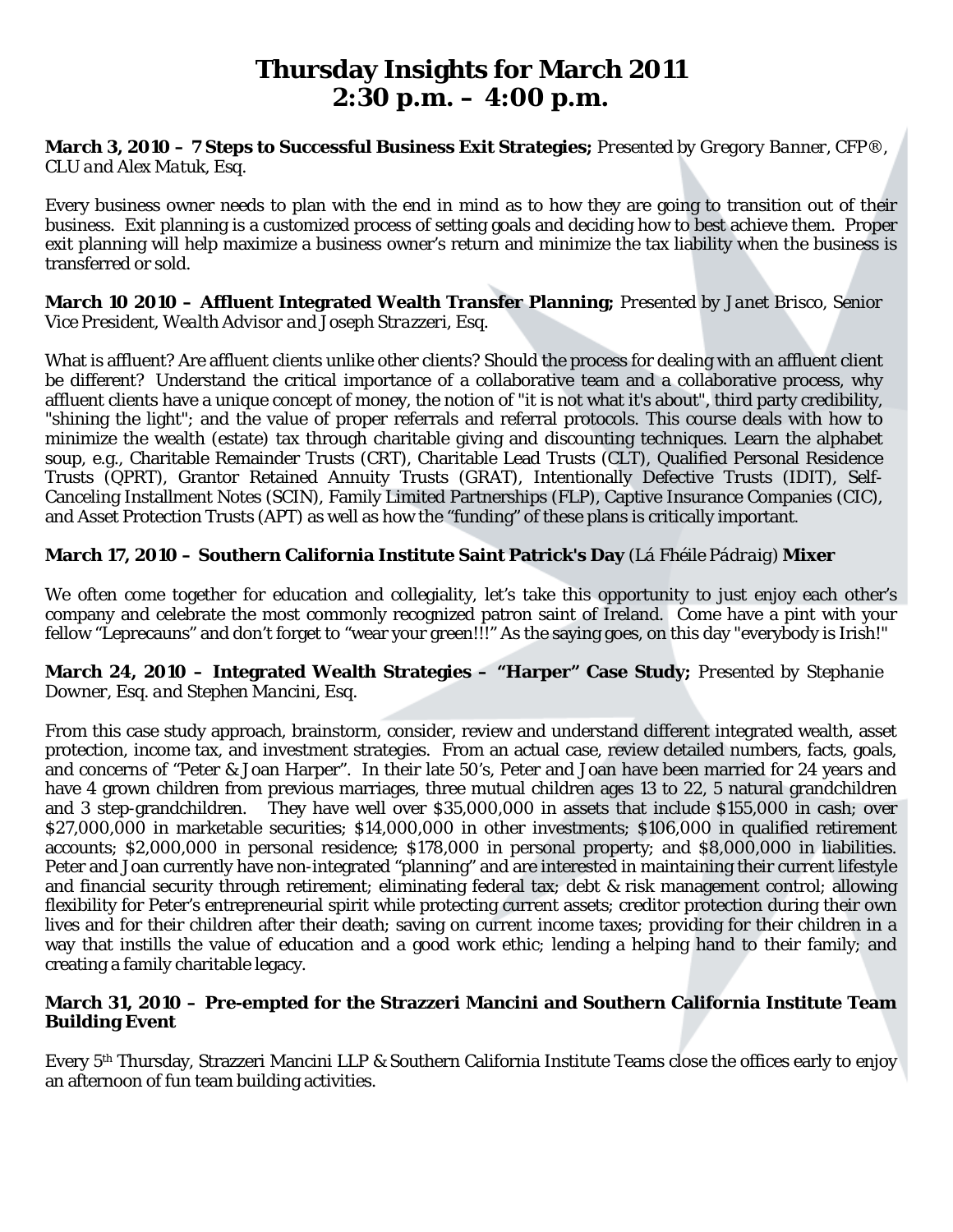# Thursday Insights for March 2011
# 2:30 p.m. – 4:00 p.m.

**March 3, 2010 – 7 Steps to Successful Business Exit Strategies;** *Presented by Gregory Banner, CFP®, CLU and Alex Matuk, Esq.*

Every business owner needs to plan with the end in mind as to how they are going to transition out of their business. Exit planning is a customized process of setting goals and deciding how to best achieve them. Proper exit planning will help maximize a business owner's return and minimize the tax liability when the business is transferred or sold.

**March 10 2010 – Affluent Integrated Wealth Transfer Planning;** *Presented by Janet Brisco, Senior Vice President, Wealth Advisor and Joseph Strazzeri, Esq.*

What is affluent? Are affluent clients unlike other clients? Should the process for dealing with an affluent client be different? Understand the critical importance of a collaborative team and a collaborative process, why affluent clients have a unique concept of money, the notion of "it is not what it's about", third party credibility, "shining the light"; and the value of proper referrals and referral protocols. This course deals with how to minimize the wealth (estate) tax through charitable giving and discounting techniques. Learn the alphabet soup, e.g., Charitable Remainder Trusts (CRT), Charitable Lead Trusts (CLT), Qualified Personal Residence Trusts (QPRT), Grantor Retained Annuity Trusts (GRAT), Intentionally Defective Trusts (IDIT), Self-Canceling Installment Notes (SCIN), Family Limited Partnerships (FLP), Captive Insurance Companies (CIC), and Asset Protection Trusts (APT) as well as how the "funding" of these plans is critically important.

**March 17, 2010 – Southern California Institute Saint Patrick's Day** *(Lá Fhéile Pádraig)* **Mixer**

We often come together for education and collegiality, let's take this opportunity to just enjoy each other's company and celebrate the most commonly recognized patron saint of Ireland. Come have a pint with your fellow "Leprecauns" and don't forget to "wear your green!!!" As the saying goes, on this day "everybody is Irish!"

**March 24, 2010 – Integrated Wealth Strategies – "Harper" Case Study;** *Presented by Stephanie Downer, Esq. and Stephen Mancini, Esq.*

From this case study approach, brainstorm, consider, review and understand different integrated wealth, asset protection, income tax, and investment strategies. From an actual case, review detailed numbers, facts, goals, and concerns of "Peter & Joan Harper". In their late 50's, Peter and Joan have been married for 24 years and have 4 grown children from previous marriages, three mutual children ages 13 to 22, 5 natural grandchildren and 3 step-grandchildren. They have well over $35,000,000 in assets that include $155,000 in cash; over $27,000,000 in marketable securities; $14,000,000 in other investments; $106,000 in qualified retirement accounts; $2,000,000 in personal residence; $178,000 in personal property; and $8,000,000 in liabilities. Peter and Joan currently have non-integrated "planning" and are interested in maintaining their current lifestyle and financial security through retirement; eliminating federal tax; debt & risk management control; allowing flexibility for Peter's entrepreneurial spirit while protecting current assets; creditor protection during their own lives and for their children after their death; saving on current income taxes; providing for their children in a way that instills the value of education and a good work ethic; lending a helping hand to their family; and creating a family charitable legacy.

**March 31, 2010 – Pre-empted for the Strazzeri Mancini and Southern California Institute Team Building Event**

Every 5th Thursday, Strazzeri Mancini LLP & Southern California Institute Teams close the offices early to enjoy an afternoon of fun team building activities.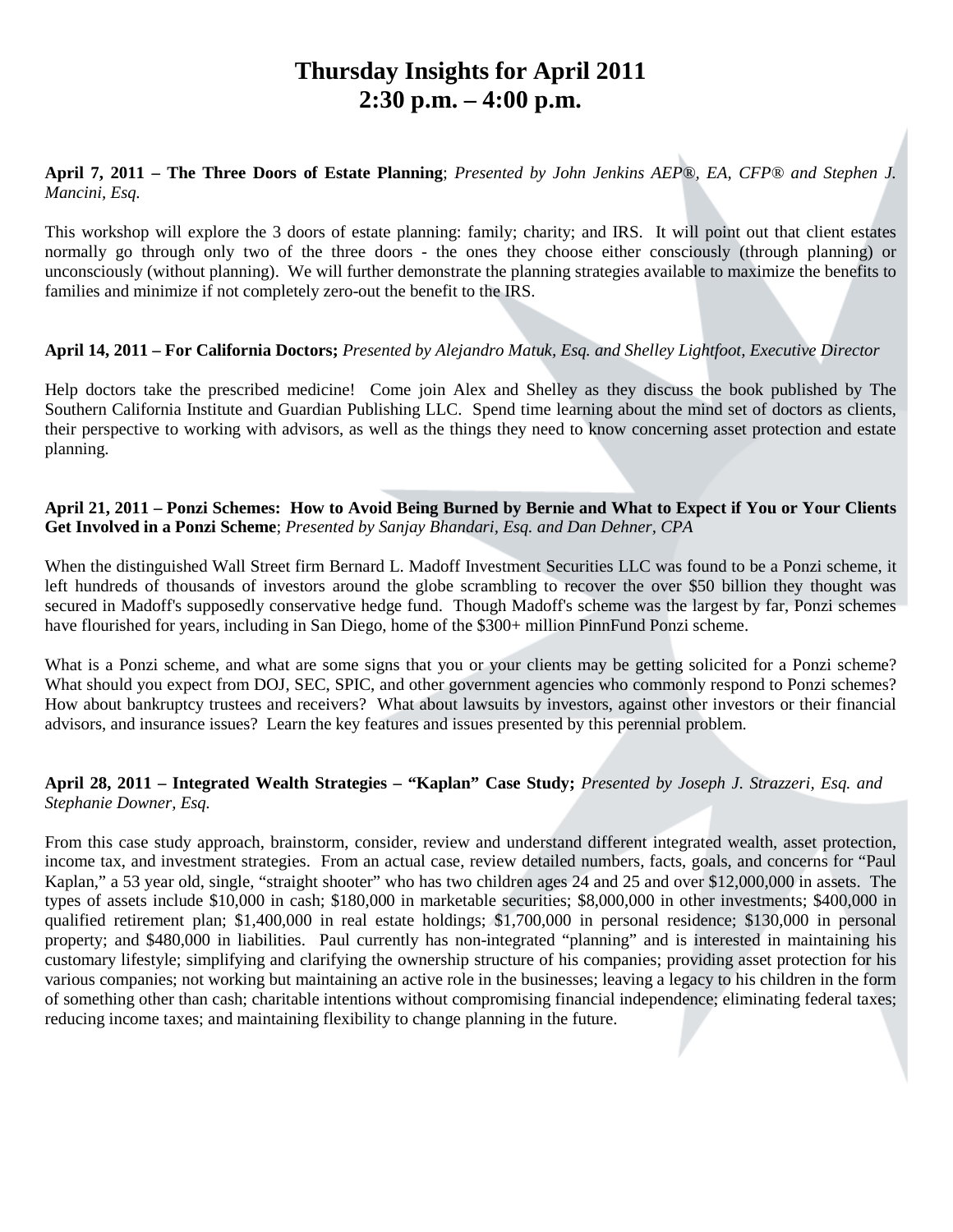# Thursday Insights for April 2011
# 2:30 p.m. – 4:00 p.m.

**April 7, 2011 – The Three Doors of Estate Planning**; *Presented by John Jenkins AEP®, EA, CFP® and Stephen J. Mancini, Esq.*

This workshop will explore the 3 doors of estate planning: family; charity; and IRS. It will point out that client estates normally go through only two of the three doors - the ones they choose either consciously (through planning) or unconsciously (without planning). We will further demonstrate the planning strategies available to maximize the benefits to families and minimize if not completely zero-out the benefit to the IRS.

**April 14, 2011 – For California Doctors;** *Presented by Alejandro Matuk, Esq. and Shelley Lightfoot, Executive Director*

Help doctors take the prescribed medicine! Come join Alex and Shelley as they discuss the book published by The Southern California Institute and Guardian Publishing LLC. Spend time learning about the mind set of doctors as clients, their perspective to working with advisors, as well as the things they need to know concerning asset protection and estate planning.

**April 21, 2011 – Ponzi Schemes: How to Avoid Being Burned by Bernie and What to Expect if You or Your Clients Get Involved in a Ponzi Scheme**; *Presented by Sanjay Bhandari, Esq. and Dan Dehner, CPA*

When the distinguished Wall Street firm Bernard L. Madoff Investment Securities LLC was found to be a Ponzi scheme, it left hundreds of thousands of investors around the globe scrambling to recover the over $50 billion they thought was secured in Madoff's supposedly conservative hedge fund. Though Madoff's scheme was the largest by far, Ponzi schemes have flourished for years, including in San Diego, home of the $300+ million PinnFund Ponzi scheme.

What is a Ponzi scheme, and what are some signs that you or your clients may be getting solicited for a Ponzi scheme? What should you expect from DOJ, SEC, SPIC, and other government agencies who commonly respond to Ponzi schemes? How about bankruptcy trustees and receivers? What about lawsuits by investors, against other investors or their financial advisors, and insurance issues? Learn the key features and issues presented by this perennial problem.

**April 28, 2011 – Integrated Wealth Strategies – "Kaplan" Case Study;** *Presented by Joseph J. Strazzeri, Esq. and Stephanie Downer, Esq.*

From this case study approach, brainstorm, consider, review and understand different integrated wealth, asset protection, income tax, and investment strategies. From an actual case, review detailed numbers, facts, goals, and concerns for "Paul Kaplan," a 53 year old, single, "straight shooter" who has two children ages 24 and 25 and over $12,000,000 in assets. The types of assets include $10,000 in cash; $180,000 in marketable securities; $8,000,000 in other investments; $400,000 in qualified retirement plan; $1,400,000 in real estate holdings; $1,700,000 in personal residence; $130,000 in personal property; and $480,000 in liabilities. Paul currently has non-integrated "planning" and is interested in maintaining his customary lifestyle; simplifying and clarifying the ownership structure of his companies; providing asset protection for his various companies; not working but maintaining an active role in the businesses; leaving a legacy to his children in the form of something other than cash; charitable intentions without compromising financial independence; eliminating federal taxes; reducing income taxes; and maintaining flexibility to change planning in the future.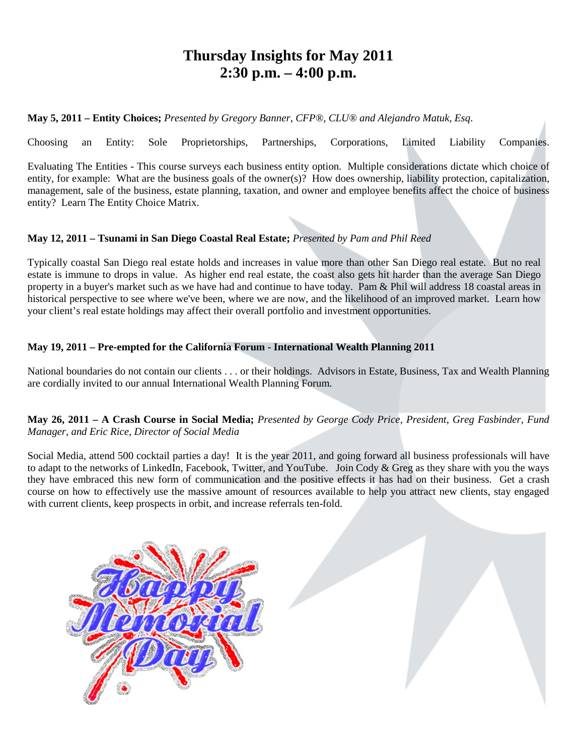# Thursday Insights for May 2011
# 2:30 p.m. – 4:00 p.m.

**May 5, 2011 – Entity Choices;** *Presented by Gregory Banner, CFP®, CLU® and Alejandro Matuk, Esq*.

Choosing an Entity: Sole Proprietorships, Partnerships, Corporations, Limited Liability Companies.

Evaluating The Entities - This course surveys each business entity option. Multiple considerations dictate which choice of entity, for example: What are the business goals of the owner(s)? How does ownership, liability protection, capitalization, management, sale of the business, estate planning, taxation, and owner and employee benefits affect the choice of business entity? Learn The Entity Choice Matrix.

**May 12, 2011 – Tsunami in San Diego Coastal Real Estate;** *Presented by Pam and Phil Reed*

Typically coastal San Diego real estate holds and increases in value more than other San Diego real estate. But no real estate is immune to drops in value. As higher end real estate, the coast also gets hit harder than the average San Diego property in a buyer's market such as we have had and continue to have today. Pam & Phil will address 18 coastal areas in historical perspective to see where we've been, where we are now, and the likelihood of an improved market. Learn how your client's real estate holdings may affect their overall portfolio and investment opportunities.

**May 19, 2011 – Pre-empted for the California Forum - International Wealth Planning 2011**

National boundaries do not contain our clients . . . or their holdings. Advisors in Estate, Business, Tax and Wealth Planning are cordially invited to our annual International Wealth Planning Forum.

**May 26, 2011 – A Crash Course in Social Media;** *Presented by George Cody Price, President, Greg Fasbinder, Fund Manager, and Eric Rice, Director of Social Media*

Social Media, attend 500 cocktail parties a day! It is the year 2011, and going forward all business professionals will have to adapt to the networks of LinkedIn, Facebook, Twitter, and YouTube. Join Cody & Greg as they share with you the ways they have embraced this new form of communication and the positive effects it has had on their business. Get a crash course on how to effectively use the massive amount of resources available to help you attract new clients, stay engaged with current clients, keep prospects in orbit, and increase referrals ten-fold.

Happy Memorial Day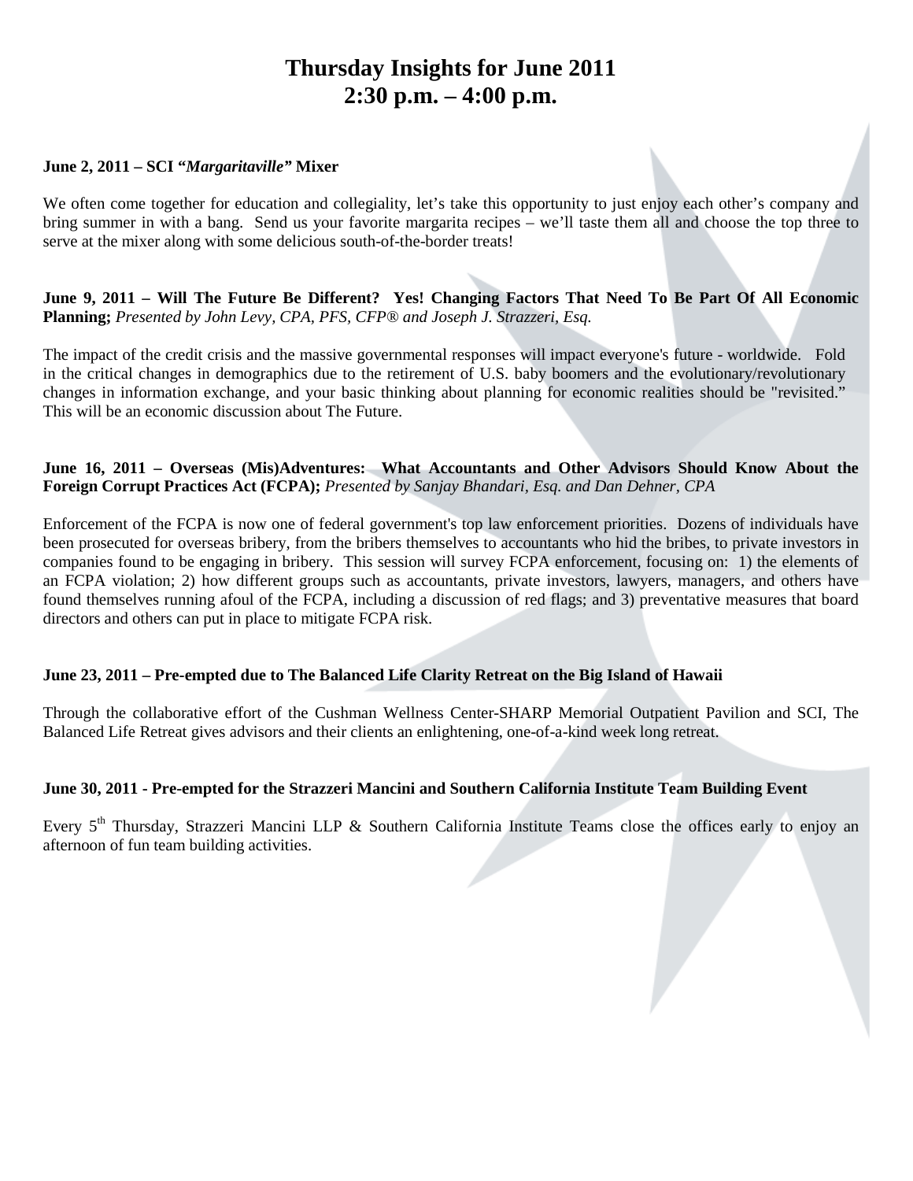# Thursday Insights for June 2011
# 2:30 p.m. – 4:00 p.m.

**June 2, 2011 – SCI "*Margaritaville*" Mixer**

We often come together for education and collegiality, let's take this opportunity to just enjoy each other's company and bring summer in with a bang. Send us your favorite margarita recipes – we'll taste them all and choose the top three to serve at the mixer along with some delicious south-of-the-border treats!

**June 9, 2011 – Will The Future Be Different? Yes! Changing Factors That Need To Be Part Of All Economic Planning;** *Presented by John Levy, CPA, PFS, CFP® and Joseph J. Strazzeri, Esq.*

The impact of the credit crisis and the massive governmental responses will impact everyone's future - worldwide. Fold in the critical changes in demographics due to the retirement of U.S. baby boomers and the evolutionary/revolutionary changes in information exchange, and your basic thinking about planning for economic realities should be "revisited." This will be an economic discussion about The Future.

**June 16, 2011 – Overseas (Mis)Adventures: What Accountants and Other Advisors Should Know About the Foreign Corrupt Practices Act (FCPA);** *Presented by Sanjay Bhandari, Esq. and Dan Dehner, CPA*

Enforcement of the FCPA is now one of federal government's top law enforcement priorities. Dozens of individuals have been prosecuted for overseas bribery, from the bribers themselves to accountants who hid the bribes, to private investors in companies found to be engaging in bribery. This session will survey FCPA enforcement, focusing on: 1) the elements of an FCPA violation; 2) how different groups such as accountants, private investors, lawyers, managers, and others have found themselves running afoul of the FCPA, including a discussion of red flags; and 3) preventative measures that board directors and others can put in place to mitigate FCPA risk.

**June 23, 2011 – Pre-empted due to The Balanced Life Clarity Retreat on the Big Island of Hawaii**

Through the collaborative effort of the Cushman Wellness Center-SHARP Memorial Outpatient Pavilion and SCI, The Balanced Life Retreat gives advisors and their clients an enlightening, one-of-a-kind week long retreat.

**June 30, 2011 - Pre-empted for the Strazzeri Mancini and Southern California Institute Team Building Event**

Every 5th Thursday, Strazzeri Mancini LLP & Southern California Institute Teams close the offices early to enjoy an afternoon of fun team building activities.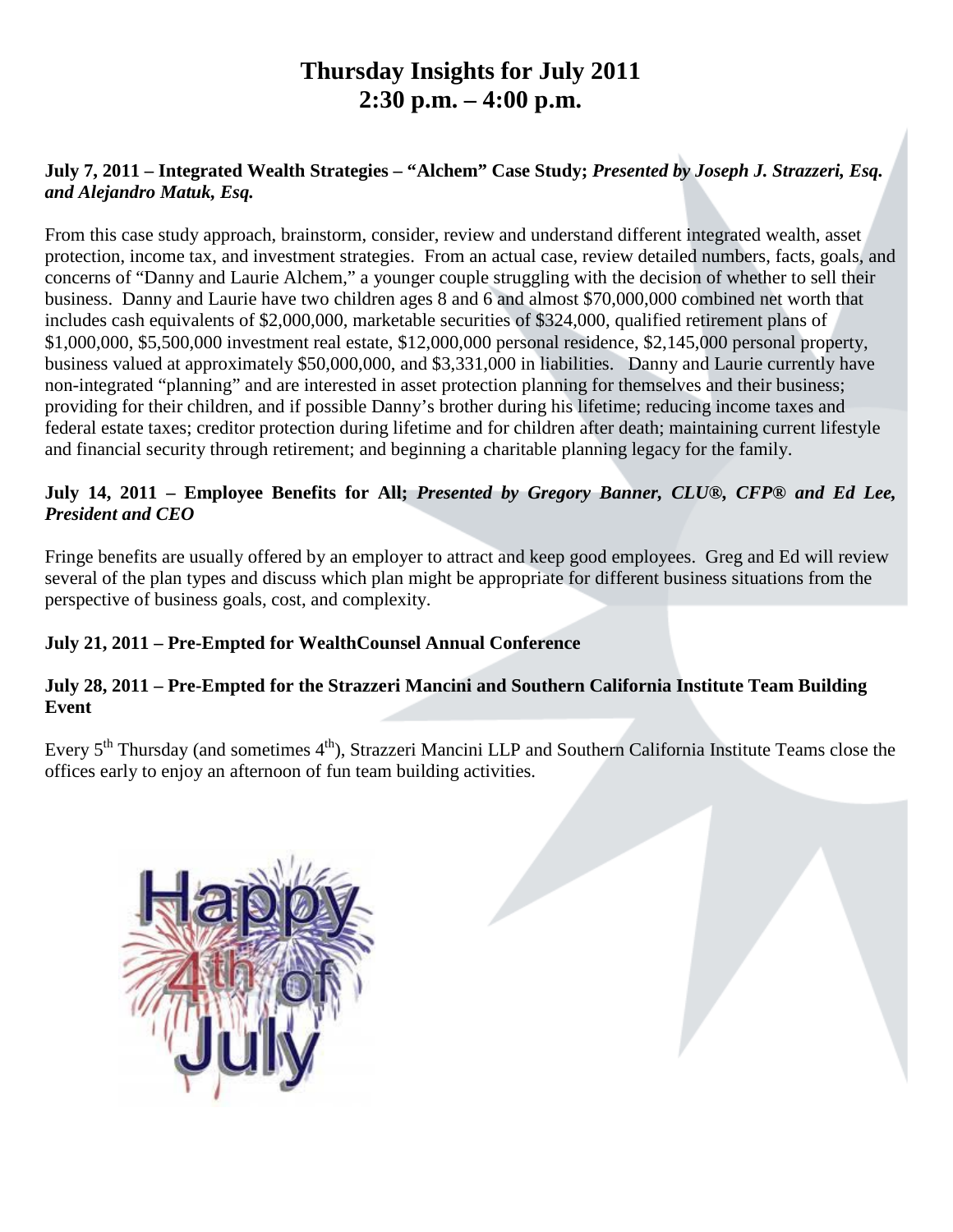# Thursday Insights for July 2011
# 2:30 p.m. – 4:00 p.m.

**July 7, 2011 – Integrated Wealth Strategies – "Alchem" Case Study;** ***Presented by Joseph J. Strazzeri, Esq. and Alejandro Matuk, Esq.***

From this case study approach, brainstorm, consider, review and understand different integrated wealth, asset protection, income tax, and investment strategies. From an actual case, review detailed numbers, facts, goals, and concerns of "Danny and Laurie Alchem," a younger couple struggling with the decision of whether to sell their business. Danny and Laurie have two children ages 8 and 6 and almost $70,000,000 combined net worth that includes cash equivalents of $2,000,000, marketable securities of $324,000, qualified retirement plans of $1,000,000, $5,500,000 investment real estate, $12,000,000 personal residence, $2,145,000 personal property, business valued at approximately $50,000,000, and $3,331,000 in liabilities. Danny and Laurie currently have non-integrated "planning" and are interested in asset protection planning for themselves and their business; providing for their children, and if possible Danny's brother during his lifetime; reducing income taxes and federal estate taxes; creditor protection during lifetime and for children after death; maintaining current lifestyle and financial security through retirement; and beginning a charitable planning legacy for the family.

**July 14, 2011 – Employee Benefits for All;** ***Presented by Gregory Banner, CLU®, CFP® and Ed Lee, President and CEO***

Fringe benefits are usually offered by an employer to attract and keep good employees. Greg and Ed will review several of the plan types and discuss which plan might be appropriate for different business situations from the perspective of business goals, cost, and complexity.

**July 21, 2011 – Pre-Empted for WealthCounsel Annual Conference**

**July 28, 2011 – Pre-Empted for the Strazzeri Mancini and Southern California Institute Team Building Event**

Every 5th Thursday (and sometimes 4th), Strazzeri Mancini LLP and Southern California Institute Teams close the offices early to enjoy an afternoon of fun team building activities.

Happy 4th of July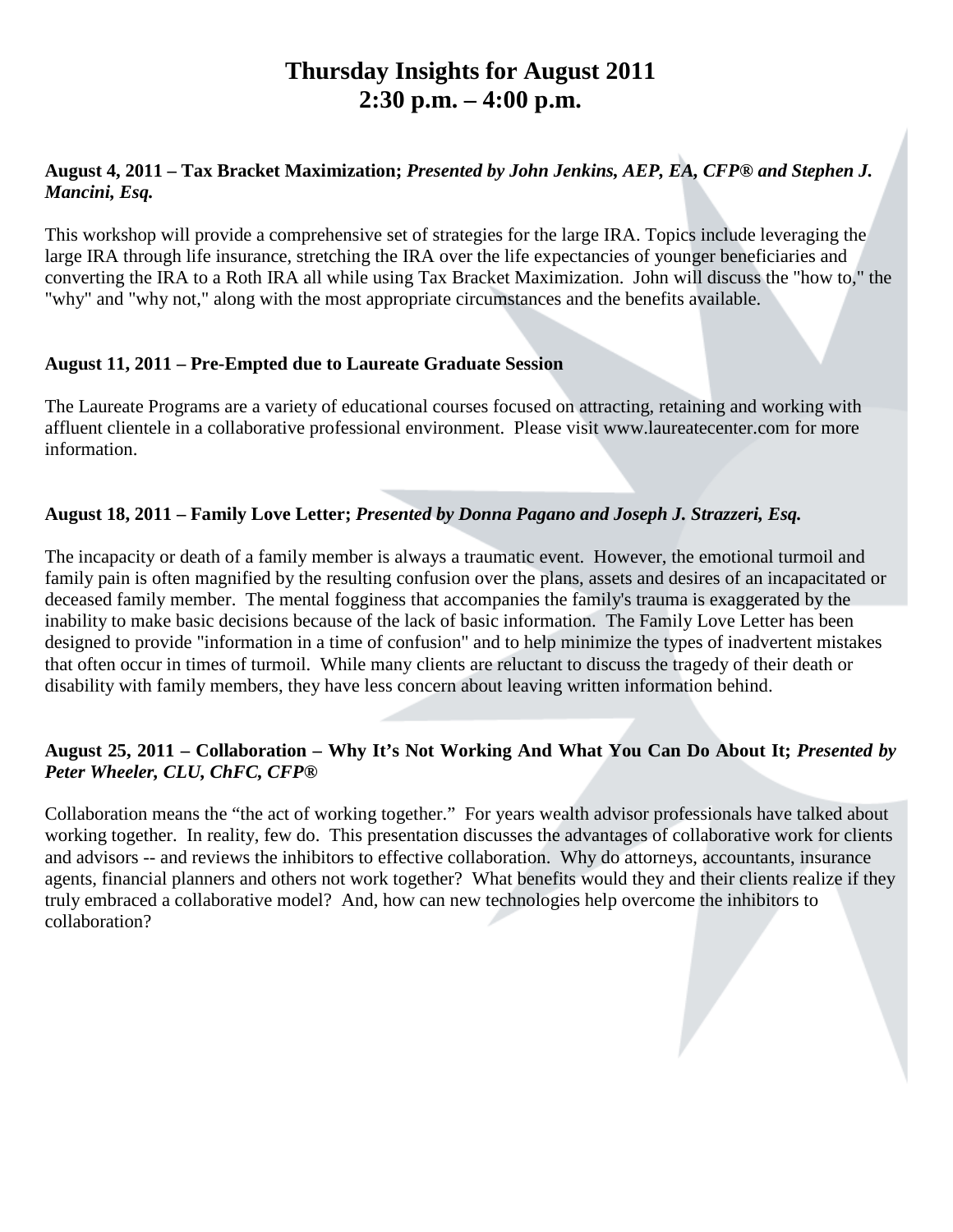# Thursday Insights for August 2011
# 2:30 p.m. – 4:00 p.m.

**August 4, 2011 – Tax Bracket Maximization;** ***Presented by John Jenkins, AEP, EA, CFP® and Stephen J. Mancini, Esq.***

This workshop will provide a comprehensive set of strategies for the large IRA. Topics include leveraging the large IRA through life insurance, stretching the IRA over the life expectancies of younger beneficiaries and converting the IRA to a Roth IRA all while using Tax Bracket Maximization. John will discuss the "how to," the "why" and "why not," along with the most appropriate circumstances and the benefits available.

**August 11, 2011 – Pre-Empted due to Laureate Graduate Session**

The Laureate Programs are a variety of educational courses focused on attracting, retaining and working with affluent clientele in a collaborative professional environment. Please visit www.laureatecenter.com for more information.

**August 18, 2011 – Family Love Letter;** ***Presented by Donna Pagano and Joseph J. Strazzeri, Esq.***

The incapacity or death of a family member is always a traumatic event. However, the emotional turmoil and family pain is often magnified by the resulting confusion over the plans, assets and desires of an incapacitated or deceased family member. The mental fogginess that accompanies the family's trauma is exaggerated by the inability to make basic decisions because of the lack of basic information. The Family Love Letter has been designed to provide "information in a time of confusion" and to help minimize the types of inadvertent mistakes that often occur in times of turmoil. While many clients are reluctant to discuss the tragedy of their death or disability with family members, they have less concern about leaving written information behind.

**August 25, 2011 – Collaboration – Why It's Not Working And What You Can Do About It;** ***Presented by Peter Wheeler, CLU, ChFC, CFP®***

Collaboration means the "the act of working together." For years wealth advisor professionals have talked about working together. In reality, few do. This presentation discusses the advantages of collaborative work for clients and advisors -- and reviews the inhibitors to effective collaboration. Why do attorneys, accountants, insurance agents, financial planners and others not work together? What benefits would they and their clients realize if they truly embraced a collaborative model? And, how can new technologies help overcome the inhibitors to collaboration?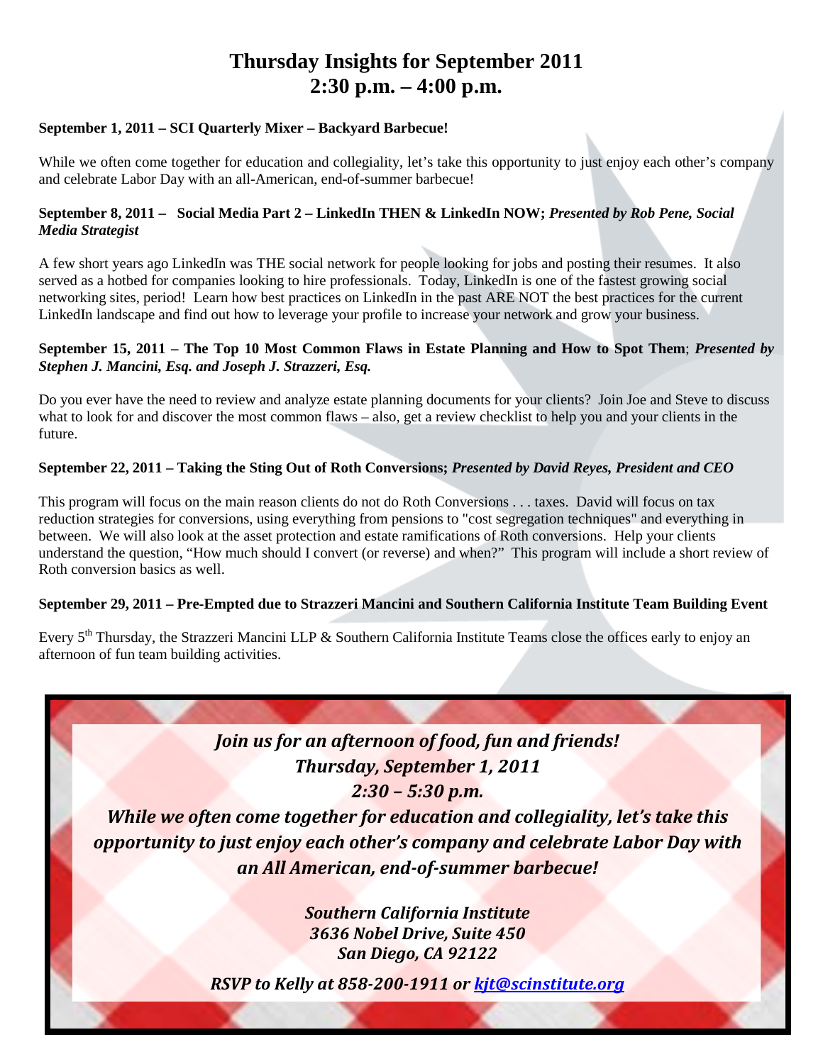# Thursday Insights for September 2011
# 2:30 p.m. – 4:00 p.m.

**September 1, 2011 – SCI Quarterly Mixer – Backyard Barbecue!**

While we often come together for education and collegiality, let's take this opportunity to just enjoy each other's company and celebrate Labor Day with an all-American, end-of-summer barbecue!

**September 8, 2011 – Social Media Part 2 – LinkedIn THEN & LinkedIn NOW;** ***Presented by Rob Pene, Social Media Strategist***

A few short years ago LinkedIn was THE social network for people looking for jobs and posting their resumes. It also served as a hotbed for companies looking to hire professionals. Today, LinkedIn is one of the fastest growing social networking sites, period! Learn how best practices on LinkedIn in the past ARE NOT the best practices for the current LinkedIn landscape and find out how to leverage your profile to increase your network and grow your business.

**September 15, 2011 – The Top 10 Most Common Flaws in Estate Planning and How to Spot Them**; ***Presented by Stephen J. Mancini, Esq. and Joseph J. Strazzeri, Esq.***

Do you ever have the need to review and analyze estate planning documents for your clients? Join Joe and Steve to discuss what to look for and discover the most common flaws – also, get a review checklist to help you and your clients in the future.

**September 22, 2011 – Taking the Sting Out of Roth Conversions;** ***Presented by David Reyes, President and CEO***

This program will focus on the main reason clients do not do Roth Conversions . . . taxes. David will focus on tax reduction strategies for conversions, using everything from pensions to "cost segregation techniques" and everything in between. We will also look at the asset protection and estate ramifications of Roth conversions. Help your clients understand the question, "How much should I convert (or reverse) and when?" This program will include a short review of Roth conversion basics as well.

**September 29, 2011 – Pre-Empted due to Strazzeri Mancini and Southern California Institute Team Building Event**

Every 5th Thursday, the Strazzeri Mancini LLP & Southern California Institute Teams close the offices early to enjoy an afternoon of fun team building activities.

***Join us for an afternoon of food, fun and friends!***
***Thursday, September 1, 2011***
***2:30 – 5:30 p.m.***
***While we often come together for education and collegiality, let's take this opportunity to just enjoy each other's company and celebrate Labor Day with an All American, end-of-summer barbecue!***

***Southern California Institute***
***3636 Nobel Drive, Suite 450***
***San Diego, CA 92122***

***RSVP to Kelly at 858-200-1911 or kjt@scinstitute.org***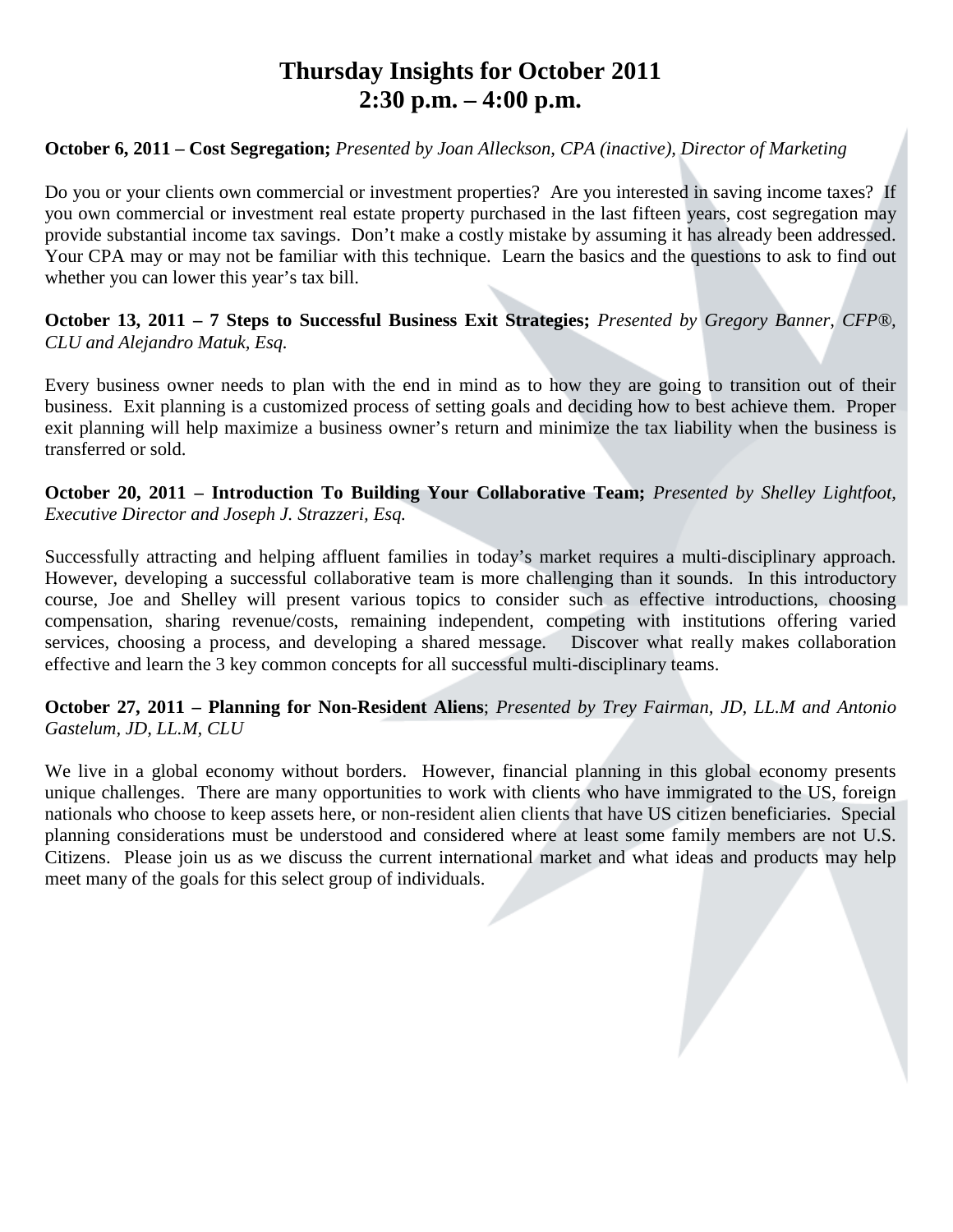# Thursday Insights for October 2011
# 2:30 p.m. – 4:00 p.m.

**October 6, 2011 – Cost Segregation;** *Presented by Joan Alleckson, CPA (inactive), Director of Marketing*

Do you or your clients own commercial or investment properties? Are you interested in saving income taxes? If you own commercial or investment real estate property purchased in the last fifteen years, cost segregation may provide substantial income tax savings. Don't make a costly mistake by assuming it has already been addressed. Your CPA may or may not be familiar with this technique. Learn the basics and the questions to ask to find out whether you can lower this year's tax bill.

**October 13, 2011 – 7 Steps to Successful Business Exit Strategies;** *Presented by Gregory Banner, CFP®, CLU and Alejandro Matuk, Esq.*

Every business owner needs to plan with the end in mind as to how they are going to transition out of their business. Exit planning is a customized process of setting goals and deciding how to best achieve them. Proper exit planning will help maximize a business owner's return and minimize the tax liability when the business is transferred or sold.

**October 20, 2011 – Introduction To Building Your Collaborative Team;** *Presented by Shelley Lightfoot, Executive Director and Joseph J. Strazzeri, Esq.*

Successfully attracting and helping affluent families in today's market requires a multi-disciplinary approach. However, developing a successful collaborative team is more challenging than it sounds. In this introductory course, Joe and Shelley will present various topics to consider such as effective introductions, choosing compensation, sharing revenue/costs, remaining independent, competing with institutions offering varied services, choosing a process, and developing a shared message. Discover what really makes collaboration effective and learn the 3 key common concepts for all successful multi-disciplinary teams.

**October 27, 2011 – Planning for Non-Resident Aliens**; *Presented by Trey Fairman, JD, LL.M and Antonio Gastelum, JD, LL.M, CLU*

We live in a global economy without borders. However, financial planning in this global economy presents unique challenges. There are many opportunities to work with clients who have immigrated to the US, foreign nationals who choose to keep assets here, or non-resident alien clients that have US citizen beneficiaries. Special planning considerations must be understood and considered where at least some family members are not U.S. Citizens. Please join us as we discuss the current international market and what ideas and products may help meet many of the goals for this select group of individuals.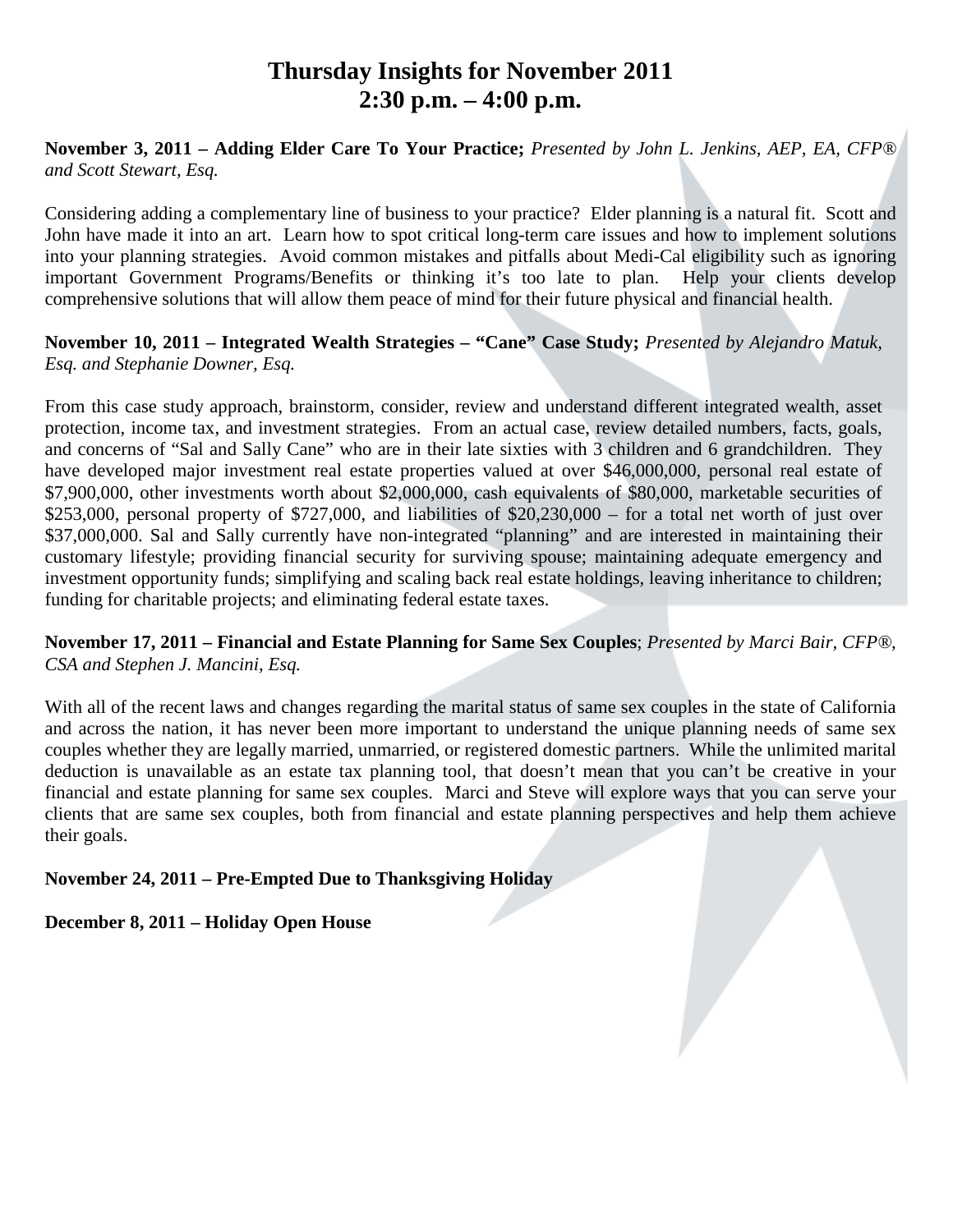# Thursday Insights for November 2011
# 2:30 p.m. – 4:00 p.m.

**November 3, 2011 – Adding Elder Care To Your Practice;** *Presented by John L. Jenkins, AEP, EA, CFP® and Scott Stewart, Esq.*

Considering adding a complementary line of business to your practice? Elder planning is a natural fit. Scott and John have made it into an art. Learn how to spot critical long-term care issues and how to implement solutions into your planning strategies. Avoid common mistakes and pitfalls about Medi-Cal eligibility such as ignoring important Government Programs/Benefits or thinking it's too late to plan. Help your clients develop comprehensive solutions that will allow them peace of mind for their future physical and financial health.

**November 10, 2011 – Integrated Wealth Strategies – "Cane" Case Study;** *Presented by Alejandro Matuk, Esq. and Stephanie Downer, Esq.*

From this case study approach, brainstorm, consider, review and understand different integrated wealth, asset protection, income tax, and investment strategies. From an actual case, review detailed numbers, facts, goals, and concerns of "Sal and Sally Cane" who are in their late sixties with 3 children and 6 grandchildren. They have developed major investment real estate properties valued at over $46,000,000, personal real estate of $7,900,000, other investments worth about $2,000,000, cash equivalents of $80,000, marketable securities of $253,000, personal property of $727,000, and liabilities of $20,230,000 – for a total net worth of just over $37,000,000. Sal and Sally currently have non-integrated "planning" and are interested in maintaining their customary lifestyle; providing financial security for surviving spouse; maintaining adequate emergency and investment opportunity funds; simplifying and scaling back real estate holdings, leaving inheritance to children; funding for charitable projects; and eliminating federal estate taxes.

**November 17, 2011 – Financial and Estate Planning for Same Sex Couples**; *Presented by Marci Bair, CFP®, CSA and Stephen J. Mancini, Esq.*

With all of the recent laws and changes regarding the marital status of same sex couples in the state of California and across the nation, it has never been more important to understand the unique planning needs of same sex couples whether they are legally married, unmarried, or registered domestic partners. While the unlimited marital deduction is unavailable as an estate tax planning tool, that doesn't mean that you can't be creative in your financial and estate planning for same sex couples. Marci and Steve will explore ways that you can serve your clients that are same sex couples, both from financial and estate planning perspectives and help them achieve their goals.

**November 24, 2011 – Pre-Empted Due to Thanksgiving Holiday**

**December 8, 2011 – Holiday Open House**